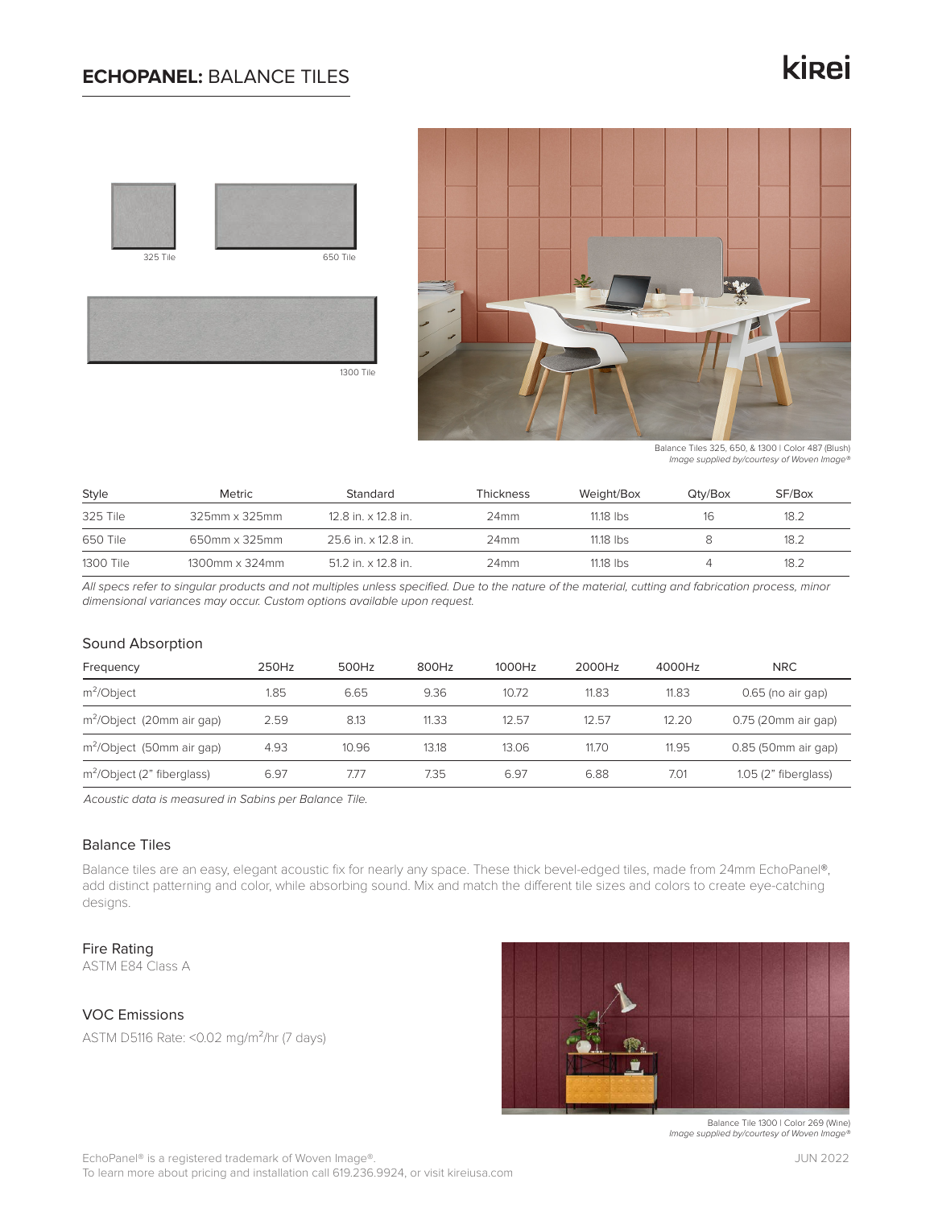# **ECHOPANEL:** BALANCE TILES

kirei

325 Tile

650 Tile

1300 Tile

Balance Tiles 325, 650, & 1300 | Color 487 (Blush)
*Image supplied by/courtesy of Woven Image®*

| Style | Metric | Standard | Thickness | Weight/Box | Qty/Box | SF/Box |
|---|---|---|---|---|---|---|
| 325 Tile | 325mm x 325mm | 12.8 in. x 12.8 in. | 24mm | 11.18 lbs | 16 | 18.2 |
| 650 Tile | 650mm x 325mm | 25.6 in. x 12.8 in. | 24mm | 11.18 lbs | 8 | 18.2 |
| 1300 Tile | 1300mm x 324mm | 51.2 in. x 12.8 in. | 24mm | 11.18 lbs | 4 | 18.2 |

*All specs refer to singular products and not multiples unless specified. Due to the nature of the material, cutting and fabrication process, minor dimensional variances may occur. Custom options available upon request.*

## Sound Absorption

| Frequency | 250Hz | 500Hz | 800Hz | 1000Hz | 2000Hz | 4000Hz | NRC |
|---|---|---|---|---|---|---|---|
| $m^2$/Object | 1.85 | 6.65 | 9.36 | 10.72 | 11.83 | 11.83 | 0.65 (no air gap) |
| $m^2$/Object (20mm air gap) | 2.59 | 8.13 | 11.33 | 12.57 | 12.57 | 12.20 | 0.75 (20mm air gap) |
| $m^2$/Object (50mm air gap) | 4.93 | 10.96 | 13.18 | 13.06 | 11.70 | 11.95 | 0.85 (50mm air gap) |
| $m^2$/Object (2" fiberglass) | 6.97 | 7.77 | 7.35 | 6.97 | 6.88 | 7.01 | 1.05 (2" fiberglass) |

*Acoustic data is measured in Sabins per Balance Tile.*

## Balance Tiles

Balance tiles are an easy, elegant acoustic fix for nearly any space. These thick bevel-edged tiles, made from 24mm EchoPanel®, add distinct patterning and color, while absorbing sound. Mix and match the different tile sizes and colors to create eye-catching designs.

## Fire Rating

ASTM E84 Class A

## VOC Emissions

ASTM D5116 Rate: <0.02 mg/$m^2$/hr (7 days)

Balance Tile 1300 | Color 269 (Wine)
*Image supplied by/courtesy of Woven Image®*

EchoPanel® is a registered trademark of Woven Image®.
To learn more about pricing and installation call 619.236.9924, or visit kireiusa.com

JUN 2022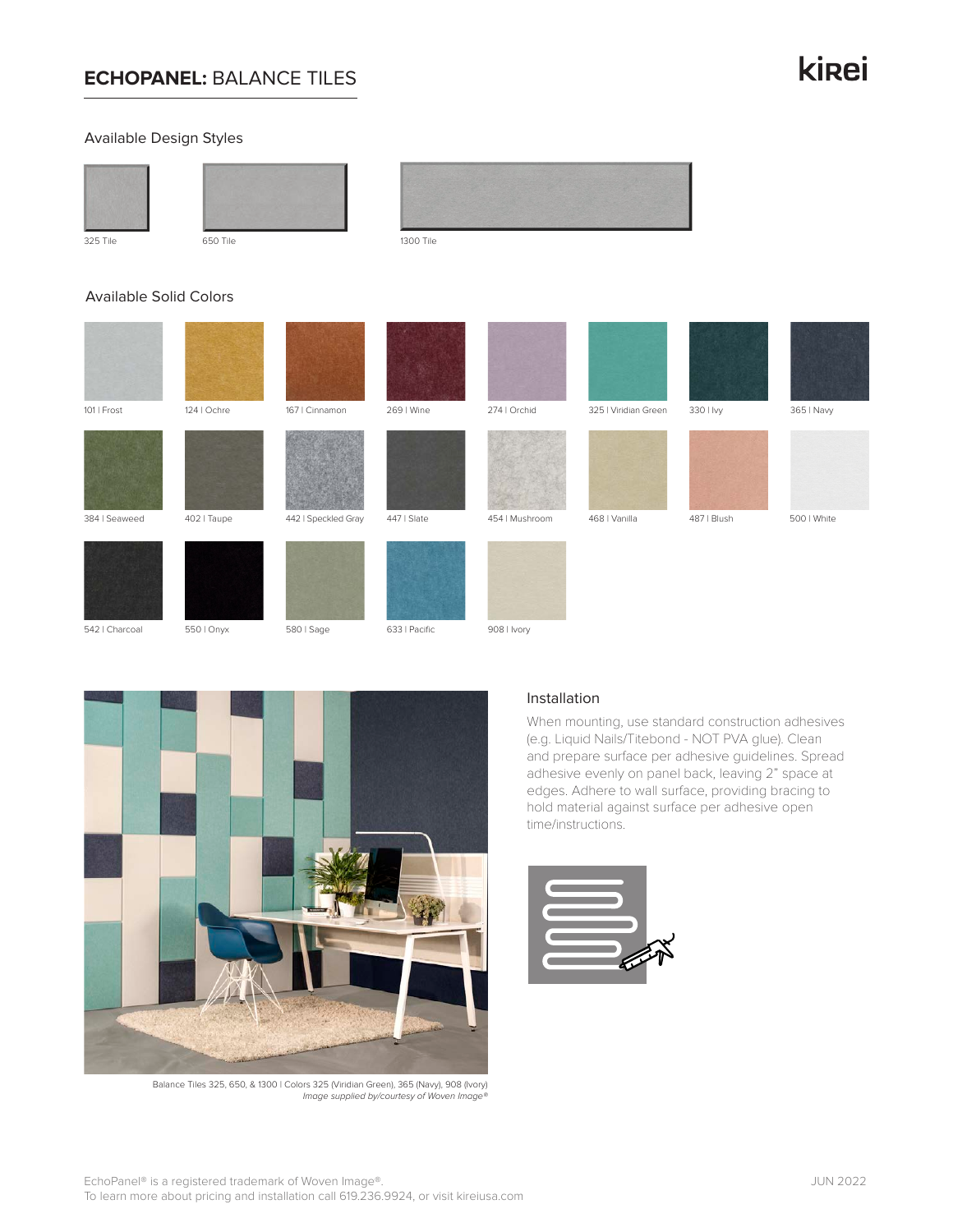## **ECHOPANEL:** BALANCE TILES

kirei

### Available Design Styles

325 Tile

650 Tile

1300 Tile

### Available Solid Colors

101 | Frost

124 | Ochre

167 | Cinnamon

269 | Wine

274 | Orchid

325 | Viridian Green

330 | Ivy

365 | Navy

384 | Seaweed

402 | Taupe

442 | Speckled Gray

447 | Slate

454 | Mushroom

468 | Vanilla

487 | Blush

500 | White

542 | Charcoal

550 | Onyx

580 | Sage

633 | Pacific

908 | Ivory

Balance Tiles 325, 650, & 1300 | Colors 325 (Viridian Green), 365 (Navy), 908 (Ivory)

*Image supplied by/courtesy of Woven Image®*

### Installation

When mounting, use standard construction adhesives (e.g. Liquid Nails/Titebond - NOT PVA glue). Clean and prepare surface per adhesive guidelines. Spread adhesive evenly on panel back, leaving 2" space at edges. Adhere to wall surface, providing bracing to hold material against surface per adhesive open time/instructions.

EchoPanel® is a registered trademark of Woven Image®.
To learn more about pricing and installation call 619.236.9924, or visit kireiusa.com

JUN 2022